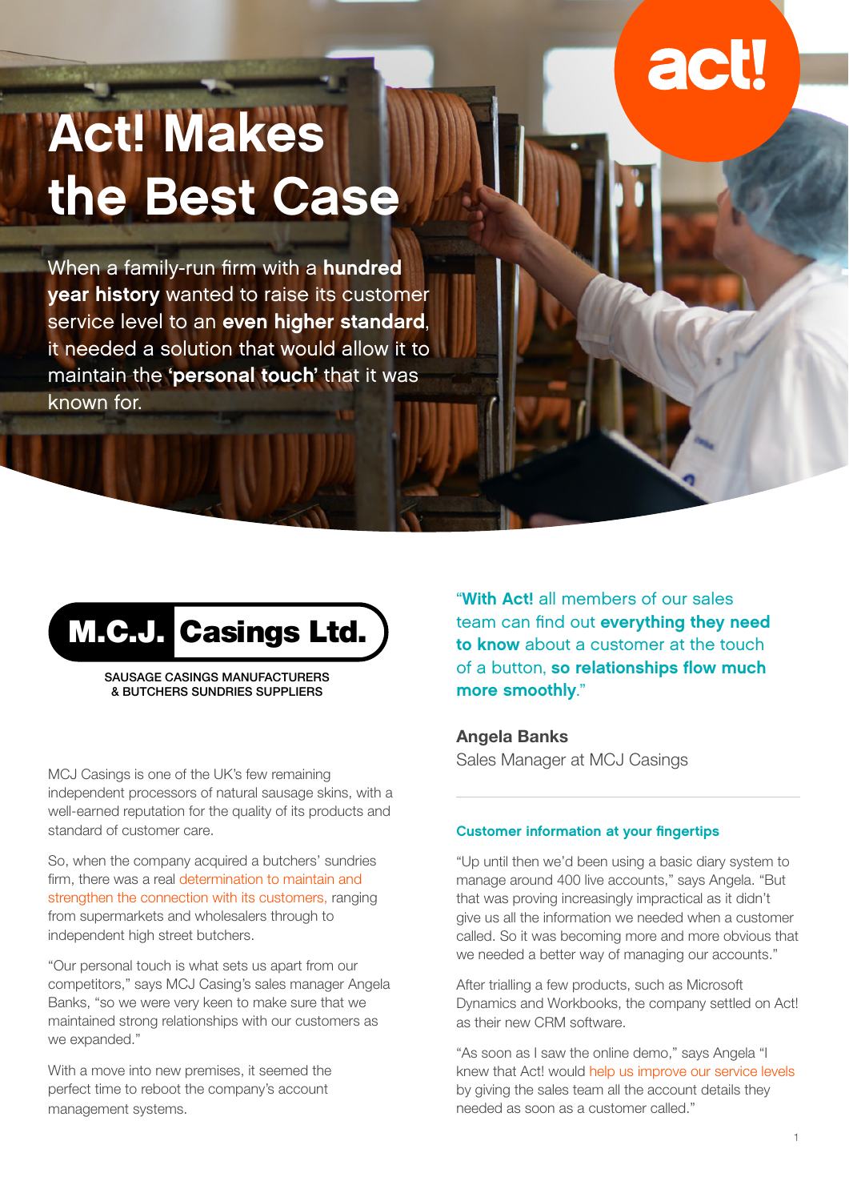# Act! Makes the Best Case

When a family-run firm with a **hundred year history** wanted to raise its customer service level to an **even higher standard**, it needed a solution that would allow it to maintain the **'personal touch'** that it was known for.

**M.C.J. Casings Ltd.**

SAUSAGE CASINGS MANUFACTURERS & BUTCHERS SUNDRIES SUPPLIERS

MCJ Casings is one of the UK's few remaining independent processors of natural sausage skins, with a well-earned reputation for the quality of its products and standard of customer care.

So, when the company acquired a butchers' sundries firm, there was a real determination to maintain and strengthen the connection with its customers, ranging from supermarkets and wholesalers through to independent high street butchers.

"Our personal touch is what sets us apart from our competitors," says MCJ Casing's sales manager Angela Banks, "so we were very keen to make sure that we maintained strong relationships with our customers as we expanded."

With a move into new premises, it seemed the perfect time to reboot the company's account management systems.

"**With Act!** all members of our sales team can find out **everything they need to know** about a customer at the touch of a button, **so relationships flow much more smoothly**."

**Angela Banks**
Sales Manager at MCJ Casings

### Customer information at your fingertips

"Up until then we'd been using a basic diary system to manage around 400 live accounts," says Angela. "But that was proving increasingly impractical as it didn't give us all the information we needed when a customer called. So it was becoming more and more obvious that we needed a better way of managing our accounts."

After trialling a few products, such as Microsoft Dynamics and Workbooks, the company settled on Act! as their new CRM software.

"As soon as I saw the online demo," says Angela "I knew that Act! would help us improve our service levels by giving the sales team all the account details they needed as soon as a customer called."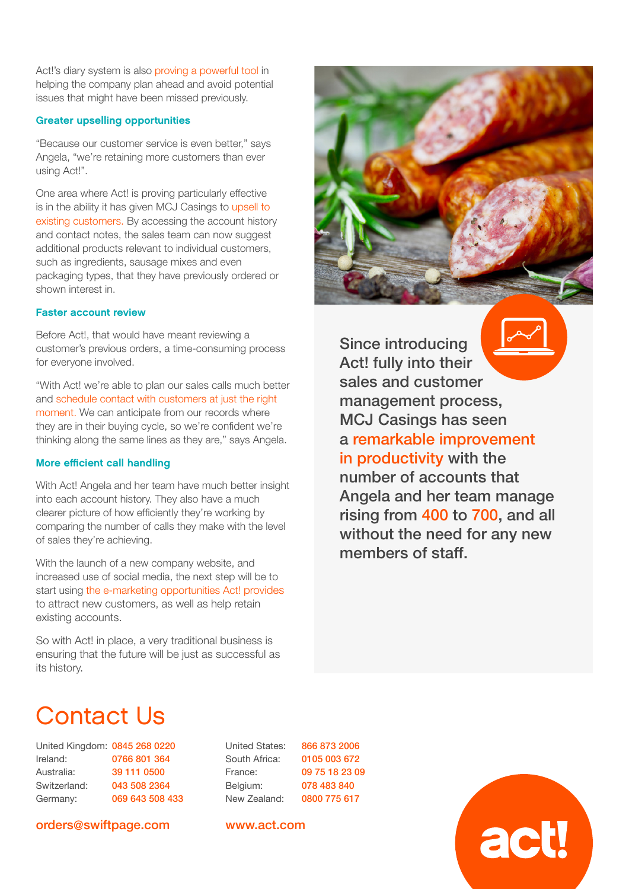Act!'s diary system is also proving a powerful tool in helping the company plan ahead and avoid potential issues that might have been missed previously.

### Greater upselling opportunities

"Because our customer service is even better," says Angela, "we're retaining more customers than ever using Act!".

One area where Act! is proving particularly effective is in the ability it has given MCJ Casings to upsell to existing customers. By accessing the account history and contact notes, the sales team can now suggest additional products relevant to individual customers, such as ingredients, sausage mixes and even packaging types, that they have previously ordered or shown interest in.

### Faster account review

Before Act!, that would have meant reviewing a customer's previous orders, a time-consuming process for everyone involved.

"With Act! we're able to plan our sales calls much better and schedule contact with customers at just the right moment. We can anticipate from our records where they are in their buying cycle, so we're confident we're thinking along the same lines as they are," says Angela.

### More efficient call handling

With Act! Angela and her team have much better insight into each account history. They also have a much clearer picture of how efficiently they're working by comparing the number of calls they make with the level of sales they're achieving.

With the launch of a new company website, and increased use of social media, the next step will be to start using the e-marketing opportunities Act! provides to attract new customers, as well as help retain existing accounts.

So with Act! in place, a very traditional business is ensuring that the future will be just as successful as its history.

**Since introducing Act! fully into their sales and customer management process, MCJ Casings has seen a remarkable improvement in productivity with the number of accounts that Angela and her team manage rising from 400 to 700, and all without the need for any new members of staff.**

## Contact Us

| | | | |
|---|---|---|---|
| United Kingdom: | 0845 268 0220 | United States: | 866 873 2006 |
| Ireland: | 0766 801 364 | South Africa: | 0105 003 672 |
| Australia: | 39 111 0500 | France: | 09 75 18 23 09 |
| Switzerland: | 043 508 2364 | Belgium: | 078 483 840 |
| Germany: | 069 643 508 433 | New Zealand: | 0800 775 617 |

orders@swiftpage.com

www.act.com

act!